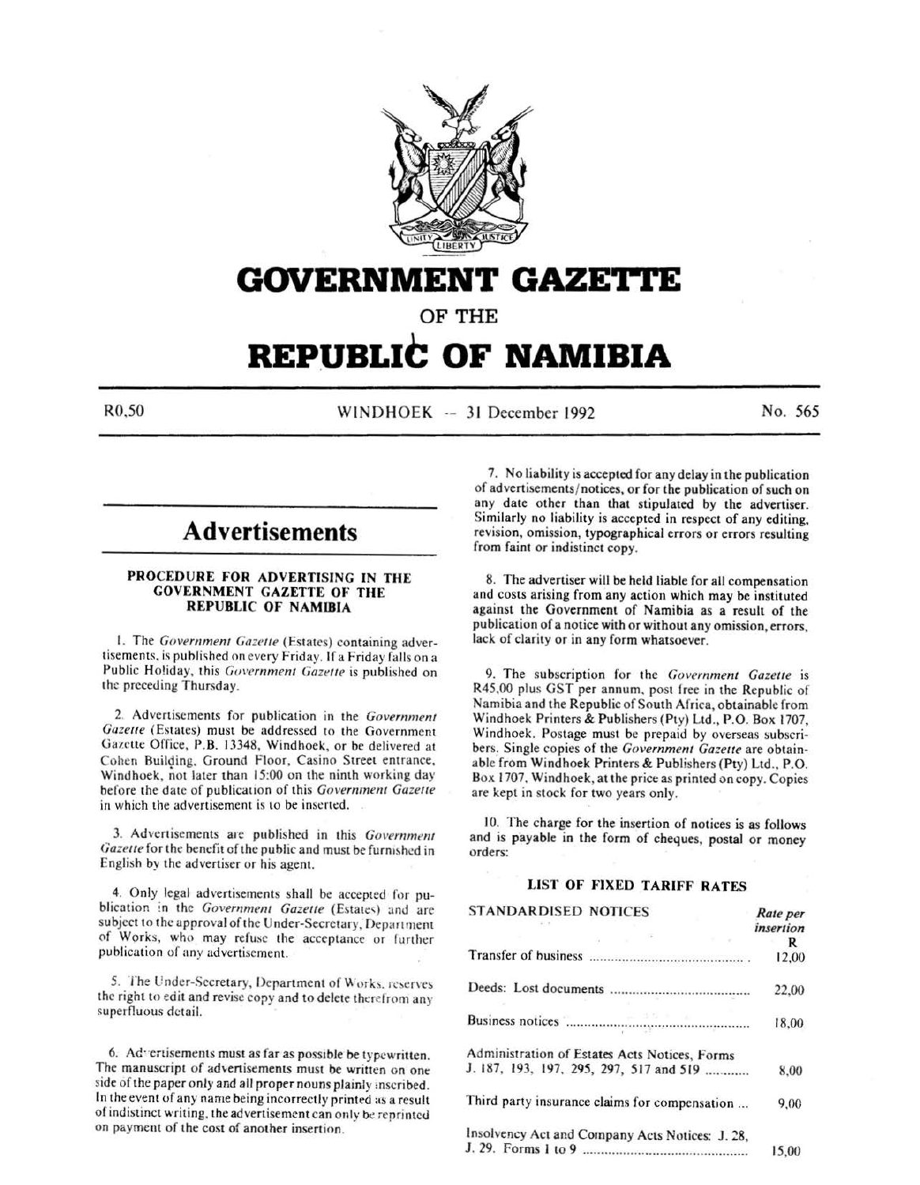# GOVERNMENT GAZETTE

## OF THE

# REPUBLIC OF NAMIBIA

R0,50 WINDHOEK -- 31 December 1992 No. 565

## Advertisements

### PROCEDURE FOR ADVERTISING IN THE GOVERNMENT GAZETTE OF THE REPUBLIC OF NAMIBIA

1. The *Government Gazette* (Estates) containing advertisements, is published on every Friday. If a Friday falls on a Public Holiday, this *Government Gazette* is published on the preceding Thursday.

2. Advertisements for publication in the *Government Gazette* (Estates) must be addressed to the Government Gazette Office, P.B. 13348, Windhoek, or be delivered at Cohen Building, Ground Floor, Casino Street entrance, Windhoek, not later than 15:00 on the ninth working day before the date of publication of this *Government Gazette* in which the advertisement is to be inserted.

3. Advertisements are published in this *Government Gazette* for the benefit of the public and must be furnished in English by the advertiser or his agent.

4. Only legal advertisements shall be accepted for publication in the *Government Gazette* (Estates) and are subject to the approval of the Under-Secretary, Department of Works, who may refuse the acceptance or further publication of any advertisement.

5. The Under-Secretary, Department of Works, reserves the right to edit and revise copy and to delete therefrom any superfluous detail.

6. Advertisements must as far as possible be typewritten. The manuscript of advertisements must be written on one side of the paper only and all proper nouns plainly inscribed. In the event of any name being incorrectly printed as a result of indistinct writing, the advertisement can only be reprinted on payment of the cost of another insertion.

7. No liability is accepted for any delay in the publication of advertisements/notices, or for the publication of such on any date other than that stipulated by the advertiser. Similarly no liability is accepted in respect of any editing, revision, omission, typographical errors or errors resulting from faint or indistinct copy.

8. The advertiser will be held liable for all compensation and costs arising from any action which may be instituted against the Government of Namibia as a result of the publication of a notice with or without any omission, errors, lack of clarity or in any form whatsoever.

9. The subscription for the *Government Gazette* is R45,00 plus GST per annum, post free in the Republic of Namibia and the Republic of South Africa, obtainable from Windhoek Printers & Publishers (Pty) Ltd., P.O. Box 1707, Windhoek. Postage must be prepaid by overseas subscribers. Single copies of the *Government Gazette* are obtainable from Windhoek Printers & Publishers (Pty) Ltd., P.O. Box 1707, Windhoek, at the price as printed on copy. Copies are kept in stock for two years only.

10. The charge for the insertion of notices is as follows and is payable in the form of cheques, postal or money orders:

### LIST OF FIXED TARIFF RATES

| STANDARDISED NOTICES | *Rate per insertion* R |
|---|---|
| Transfer of business | 12,00 |
| Deeds: Lost documents | 22,00 |
| Business notices | 18,00 |
| Administration of Estates Acts Notices, Forms J. 187, 193, 197, 295, 297, 517 and 519 | 8,00 |
| Third party insurance claims for compensation | 9,00 |
| Insolvency Act and Company Acts Notices: J. 28, J. 29. Forms 1 to 9 | 15,00 |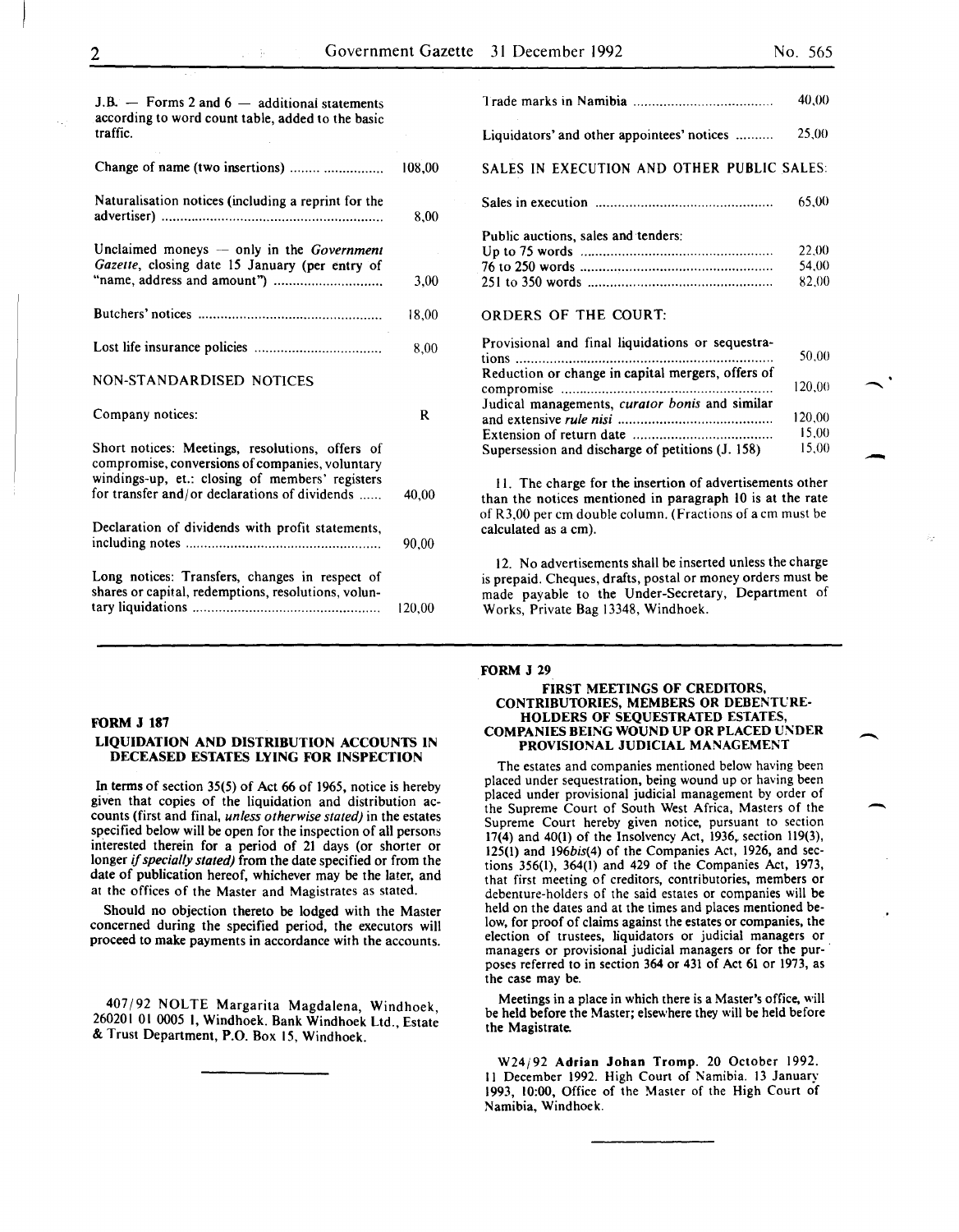| | |
|---|---|
| J.B. — Forms 2 and 6 — additional statements according to word count table, added to the basic traffic. | |
| Change of name (two insertions) | 108,00 |
| Naturalisation notices (including a reprint for the advertiser) | 8,00 |
| Unclaimed moneys — only in the *Government Gazette*, closing date 15 January (per entry of "name, address and amount") | 3,00 |
| Butchers' notices | 18,00 |
| Lost life insurance policies | 8,00 |

NON-STANDARDISED NOTICES

| | |
|---|---|
| Company notices: | R |
| Short notices: Meetings, resolutions, offers of compromise, conversions of companies, voluntary windings-up, et.: closing of members' registers for transfer and/or declarations of dividends | 40,00 |
| Declaration of dividends with profit statements, including notes | 90,00 |
| Long notices: Transfers, changes in respect of shares or capital, redemptions, resolutions, voluntary liquidations | 120,00 |
| Trade marks in Namibia | 40,00 |
| Liquidators' and other appointees' notices | 25,00 |

SALES IN EXECUTION AND OTHER PUBLIC SALES:

| | |
|---|---|
| Sales in execution | 65,00 |
| Public auctions, sales and tenders: | |
| Up to 75 words | 22,00 |
| 76 to 250 words | 54,00 |
| 251 to 350 words | 82,00 |

ORDERS OF THE COURT:

| | |
|---|---|
| Provisional and final liquidations or sequestrations | 50,00 |
| Reduction or change in capital mergers, offers of compromise | 120,00 |
| Judical managements, *curator bonis* and similar and extensive *rule nisi* | 120,00 |
| Extension of return date | 15,00 |
| Supersession and discharge of petitions (J. 158) | 15,00 |

11. The charge for the insertion of advertisements other than the notices mentioned in paragraph 10 is at the rate of R3,00 per cm double column. (Fractions of a cm must be calculated as a cm).

12. No advertisements shall be inserted unless the charge is prepaid. Cheques, drafts, postal or money orders must be made payable to the Under-Secretary, Department of Works, Private Bag 13348, Windhoek.

---

**FORM J 187**

**LIQUIDATION AND DISTRIBUTION ACCOUNTS IN DECEASED ESTATES LYING FOR INSPECTION**

In terms of section 35(5) of Act 66 of 1965, notice is hereby given that copies of the liquidation and distribution accounts (first and final, *unless otherwise stated)* in the estates specified below will be open for the inspection of all persons interested therein for a period of 21 days (or shorter or longer *if specially stated)* from the date specified or from the date of publication hereof, whichever may be the later, and at the offices of the Master and Magistrates as stated.

Should no objection thereto be lodged with the Master concerned during the specified period, the executors will proceed to make payments in accordance with the accounts.

407/92 NOLTE Margarita Magdalena, Windhoek, 260201 01 0005 1, Windhoek. Bank Windhoek Ltd., Estate & Trust Department, P.O. Box 15, Windhoek.

---

**FORM J 29**

**FIRST MEETINGS OF CREDITORS, CONTRIBUTORIES, MEMBERS OR DEBENTURE-HOLDERS OF SEQUESTRATED ESTATES, COMPANIES BEING WOUND UP OR PLACED UNDER PROVISIONAL JUDICIAL MANAGEMENT**

The estates and companies mentioned below having been placed under sequestration, being wound up or having been placed under provisional judicial management by order of the Supreme Court of South West Africa, Masters of the Supreme Court hereby given notice, pursuant to section 17(4) and 40(1) of the Insolvency Act, 1936, section 119(3), 125(1) and 196*bis*(4) of the Companies Act, 1926, and sections 356(1), 364(1) and 429 of the Companies Act, 1973, that first meeting of creditors, contributories, members or debenture-holders of the said estates or companies will be held on the dates and at the times and places mentioned below, for proof of claims against the estates or companies, the election of trustees, liquidators or judicial managers or managers or provisional judicial managers or for the purposes referred to in section 364 or 431 of Act 61 or 1973, as the case may be.

Meetings in a place in which there is a Master's office, will be held before the Master; elsewhere they will be held before the Magistrate.

W24/92 **Adrian Johan Tromp**. 20 October 1992. 11 December 1992. High Court of Namibia. 13 January 1993, 10:00, Office of the Master of the High Court of Namibia, Windhoek.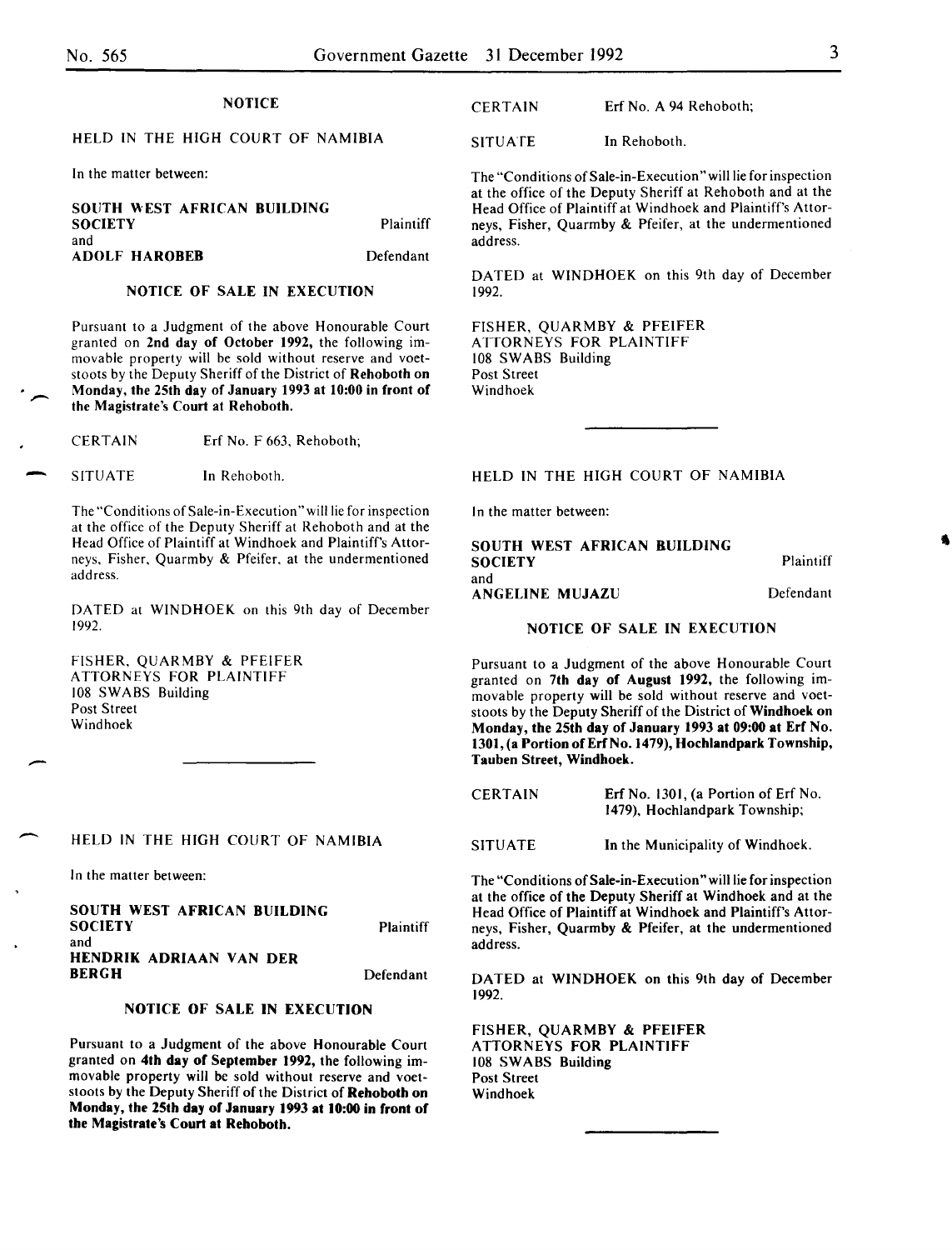**NOTICE**

HELD IN THE HIGH COURT OF NAMIBIA

In the matter between:

**SOUTH WEST AFRICAN BUILDING SOCIETY** Plaintiff
and
**ADOLF HAROBEB** Defendant

**NOTICE OF SALE IN EXECUTION**

Pursuant to a Judgment of the above Honourable Court granted on **2nd day of October 1992,** the following immovable property will be sold without reserve and voetstoots by the Deputy Sheriff of the District of **Rehoboth on Monday, the 25th day of January 1993 at 10:00 in front of the Magistrate's Court at Rehoboth.**

CERTAIN Erf No. F 663, Rehoboth;

SITUATE In Rehoboth.

The "Conditions of Sale-in-Execution" will lie for inspection at the office of the Deputy Sheriff at Rehoboth and at the Head Office of Plaintiff at Windhoek and Plaintiff's Attorneys, Fisher, Quarmby & Pfeifer, at the undermentioned address.

DATED at WINDHOEK on this 9th day of December 1992.

FISHER, QUARMBY & PFEIFER
ATTORNEYS FOR PLAINTIFF
108 SWABS Building
Post Street
Windhoek

---

HELD IN THE HIGH COURT OF NAMIBIA

In the matter between:

**SOUTH WEST AFRICAN BUILDING SOCIETY** Plaintiff
and
**HENDRIK ADRIAAN VAN DER BERGH** Defendant

**NOTICE OF SALE IN EXECUTION**

Pursuant to a Judgment of the above Honourable Court granted on **4th day of September 1992,** the following immovable property will be sold without reserve and voetstoots by the Deputy Sheriff of the District of **Rehoboth on Monday, the 25th day of January 1993 at 10:00 in front of the Magistrate's Court at Rehoboth.**

CERTAIN Erf No. A 94 Rehoboth;

SITUATE In Rehoboth.

The "Conditions of Sale-in-Execution" will lie for inspection at the office of the Deputy Sheriff at Rehoboth and at the Head Office of Plaintiff at Windhoek and Plaintiff's Attorneys, Fisher, Quarmby & Pfeifer, at the undermentioned address.

DATED at WINDHOEK on this 9th day of December 1992.

FISHER, QUARMBY & PFEIFER
ATTORNEYS FOR PLAINTIFF
108 SWABS Building
Post Street
Windhoek

---

HELD IN THE HIGH COURT OF NAMIBIA

In the matter between:

**SOUTH WEST AFRICAN BUILDING SOCIETY** Plaintiff
and
**ANGELINE MUJAZU** Defendant

**NOTICE OF SALE IN EXECUTION**

Pursuant to a Judgment of the above Honourable Court granted on **7th day of August 1992,** the following immovable property will be sold without reserve and voetstoots by the Deputy Sheriff of the District of **Windhoek on Monday, the 25th day of January 1993 at 09:00 at Erf No. 1301, (a Portion of Erf No. 1479), Hochlandpark Township, Tauben Street, Windhoek.**

CERTAIN Erf No. 1301, (a Portion of Erf No. 1479), Hochlandpark Township;

SITUATE In the Municipality of Windhoek.

The "Conditions of Sale-in-Execution" will lie for inspection at the office of the Deputy Sheriff at Windhoek and at the Head Office of Plaintiff at Windhoek and Plaintiff's Attorneys, Fisher, Quarmby & Pfeifer, at the undermentioned address.

DATED at WINDHOEK on this 9th day of December 1992.

FISHER, QUARMBY & PFEIFER
ATTORNEYS FOR PLAINTIFF
108 SWABS Building
Post Street
Windhoek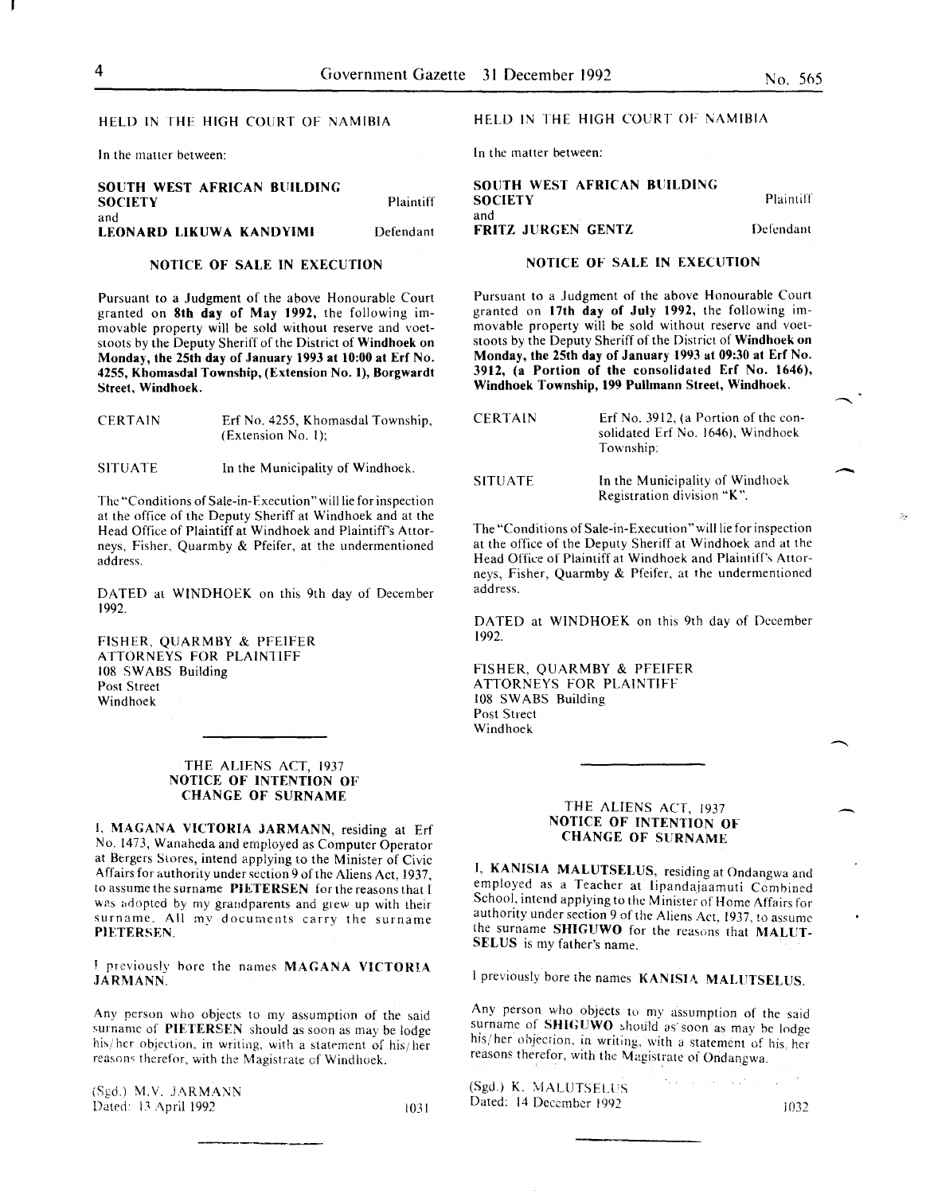HELD IN THE HIGH COURT OF NAMIBIA

In the matter between:

| | |
|---|---|
| **SOUTH WEST AFRICAN BUILDING SOCIETY** | Plaintiff |
| and | |
| **LEONARD LIKUWA KANDYIMI** | Defendant |

### NOTICE OF SALE IN EXECUTION

Pursuant to a Judgment of the above Honourable Court granted on **8th day of May 1992**, the following immovable property will be sold without reserve and voetstoots by the Deputy Sheriff of the District of **Windhoek on Monday, the 25th day of January 1993 at 10:00 at Erf No. 4255, Khomasdal Township, (Extension No. 1), Borgwardt Street, Windhoek.**

| | |
|---|---|
| CERTAIN | Erf No. 4255, Khomasdal Township, (Extension No. 1); |
| SITUATE | In the Municipality of Windhoek. |

The "Conditions of Sale-in-Execution" will lie for inspection at the office of the Deputy Sheriff at Windhoek and at the Head Office of Plaintiff at Windhoek and Plaintiff's Attorneys, Fisher, Quarmby & Pfeifer, at the undermentioned address.

DATED at WINDHOEK on this 9th day of December 1992.

FISHER, QUARMBY & PFEIFER
ATTORNEYS FOR PLAINTIFF
108 SWABS Building
Post Street
Windhoek

---

### THE ALIENS ACT, 1937
### NOTICE OF INTENTION OF CHANGE OF SURNAME

I, **MAGANA VICTORIA JARMANN**, residing at Erf No. 1473, Wanaheda and employed as Computer Operator at Bergers Stores, intend applying to the Minister of Civic Affairs for authority under section 9 of the Aliens Act, 1937, to assume the surname **PIETERSEN** for the reasons that I was adopted by my grandparents and grew up with their surname. All my documents carry the surname **PIETERSEN**.

I previously bore the names **MAGANA VICTORIA JARMANN**.

Any person who objects to my assumption of the said surname of **PIETERSEN** should as soon as may be lodge his/her objection, in writing, with a statement of his/her reasons therefor, with the Magistrate of Windhoek.

(Sgd.) M.V. JARMANN
Dated: 13 April 1992

1031

---

HELD IN THE HIGH COURT OF NAMIBIA

In the matter between:

| | |
|---|---|
| **SOUTH WEST AFRICAN BUILDING SOCIETY** | Plaintiff |
| and | |
| **FRITZ JURGEN GENTZ** | Defendant |

### NOTICE OF SALE IN EXECUTION

Pursuant to a Judgment of the above Honourable Court granted on **17th day of July 1992**, the following immovable property will be sold without reserve and voetstoots by the Deputy Sheriff of the District of **Windhoek on Monday, the 25th day of January 1993 at 09:30 at Erf No. 3912, (a Portion of the consolidated Erf No. 1646), Windhoek Township, 199 Pullmann Street, Windhoek.**

| | |
|---|---|
| CERTAIN | Erf No. 3912, (a Portion of the consolidated Erf No. 1646), Windhoek Township; |
| SITUATE | In the Municipality of Windhoek Registration division "K". |

The "Conditions of Sale-in-Execution" will lie for inspection at the office of the Deputy Sheriff at Windhoek and at the Head Office of Plaintiff at Windhoek and Plaintiff's Attorneys, Fisher, Quarmby & Pfeifer, at the undermentioned address.

DATED at WINDHOEK on this 9th day of December 1992.

FISHER, QUARMBY & PFEIFER
ATTORNEYS FOR PLAINTIFF
108 SWABS Building
Post Street
Windhoek

---

### THE ALIENS ACT, 1937
### NOTICE OF INTENTION OF CHANGE OF SURNAME

I, **KANISIA MALUTSELUS**, residing at Ondangwa and employed as a Teacher at Iipandajaamuti Combined School, intend applying to the Minister of Home Affairs for authority under section 9 of the Aliens Act, 1937, to assume the surname **SHIGUWO** for the reasons that **MALUTSELUS** is my father's name.

I previously bore the names **KANISIA MALUTSELUS**.

Any person who objects to my assumption of the said surname of **SHIGUWO** should as soon as may be lodge his/her objection, in writing, with a statement of his/her reasons therefor, with the Magistrate of Ondangwa.

(Sgd.) K. MALUTSELUS
Dated: 14 December 1992

1032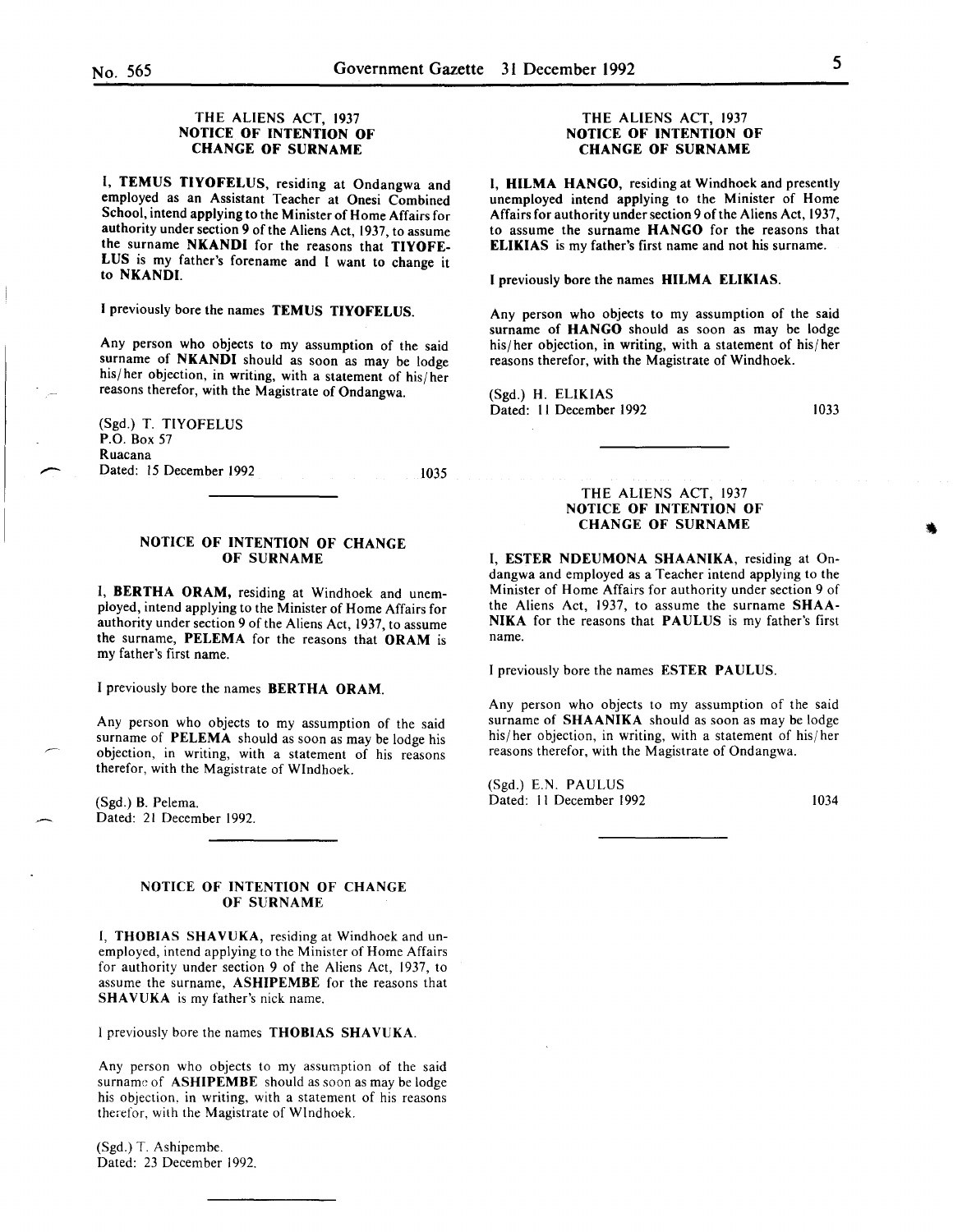### THE ALIENS ACT, 1937
### NOTICE OF INTENTION OF CHANGE OF SURNAME

I, **TEMUS TIYOFELUS**, residing at Ondangwa and employed as an Assistant Teacher at Onesi Combined School, intend applying to the Minister of Home Affairs for authority under section 9 of the Aliens Act, 1937, to assume the surname **NKANDI** for the reasons that **TIYOFELUS** is my father's forename and I want to change it to **NKANDI**.

I previously bore the names **TEMUS TIYOFELUS**.

Any person who objects to my assumption of the said surname of **NKANDI** should as soon as may be lodge his/her objection, in writing, with a statement of his/her reasons therefor, with the Magistrate of Ondangwa.

(Sgd.) T. TIYOFELUS
P.O. Box 57
Ruacana
Dated: 15 December 1992

1035

### NOTICE OF INTENTION OF CHANGE OF SURNAME

I, **BERTHA ORAM**, residing at Windhoek and unemployed, intend applying to the Minister of Home Affairs for authority under section 9 of the Aliens Act, 1937, to assume the surname, **PELEMA** for the reasons that **ORAM** is my father's first name.

I previously bore the names **BERTHA ORAM**.

Any person who objects to my assumption of the said surname of **PELEMA** should as soon as may be lodge his objection, in writing, with a statement of his reasons therefor, with the Magistrate of WIndhoek.

(Sgd.) B. Pelema.
Dated: 21 December 1992.

### NOTICE OF INTENTION OF CHANGE OF SURNAME

I, **THOBIAS SHAVUKA**, residing at Windhoek and unemployed, intend applying to the Minister of Home Affairs for authority under section 9 of the Aliens Act, 1937, to assume the surname, **ASHIPEMBE** for the reasons that **SHAVUKA** is my father's nick name.

I previously bore the names **THOBIAS SHAVUKA**.

Any person who objects to my assumption of the said surname of **ASHIPEMBE** should as soon as may be lodge his objection, in writing, with a statement of his reasons therefor, with the Magistrate of WIndhoek.

(Sgd.) T. Ashipembe.
Dated: 23 December 1992.

### THE ALIENS ACT, 1937
### NOTICE OF INTENTION OF CHANGE OF SURNAME

I, **HILMA HANGO**, residing at Windhoek and presently unemployed intend applying to the Minister of Home Affairs for authority under section 9 of the Aliens Act, 1937, to assume the surname **HANGO** for the reasons that **ELIKIAS** is my father's first name and not his surname.

I previously bore the names **HILMA ELIKIAS**.

Any person who objects to my assumption of the said surname of **HANGO** should as soon as may be lodge his/her objection, in writing, with a statement of his/her reasons therefor, with the Magistrate of Windhoek.

(Sgd.) H. ELIKIAS
Dated: 11 December 1992

1033

### THE ALIENS ACT, 1937
### NOTICE OF INTENTION OF CHANGE OF SURNAME

I, **ESTER NDEUMONA SHAANIKA**, residing at Ondangwa and employed as a Teacher intend applying to the Minister of Home Affairs for authority under section 9 of the Aliens Act, 1937, to assume the surname **SHAANIKA** for the reasons that **PAULUS** is my father's first name.

I previously bore the names **ESTER PAULUS**.

Any person who objects to my assumption of the said surname of **SHAANIKA** should as soon as may be lodge his/her objection, in writing, with a statement of his/her reasons therefor, with the Magistrate of Ondangwa.

(Sgd.) E.N. PAULUS
Dated: 11 December 1992

1034